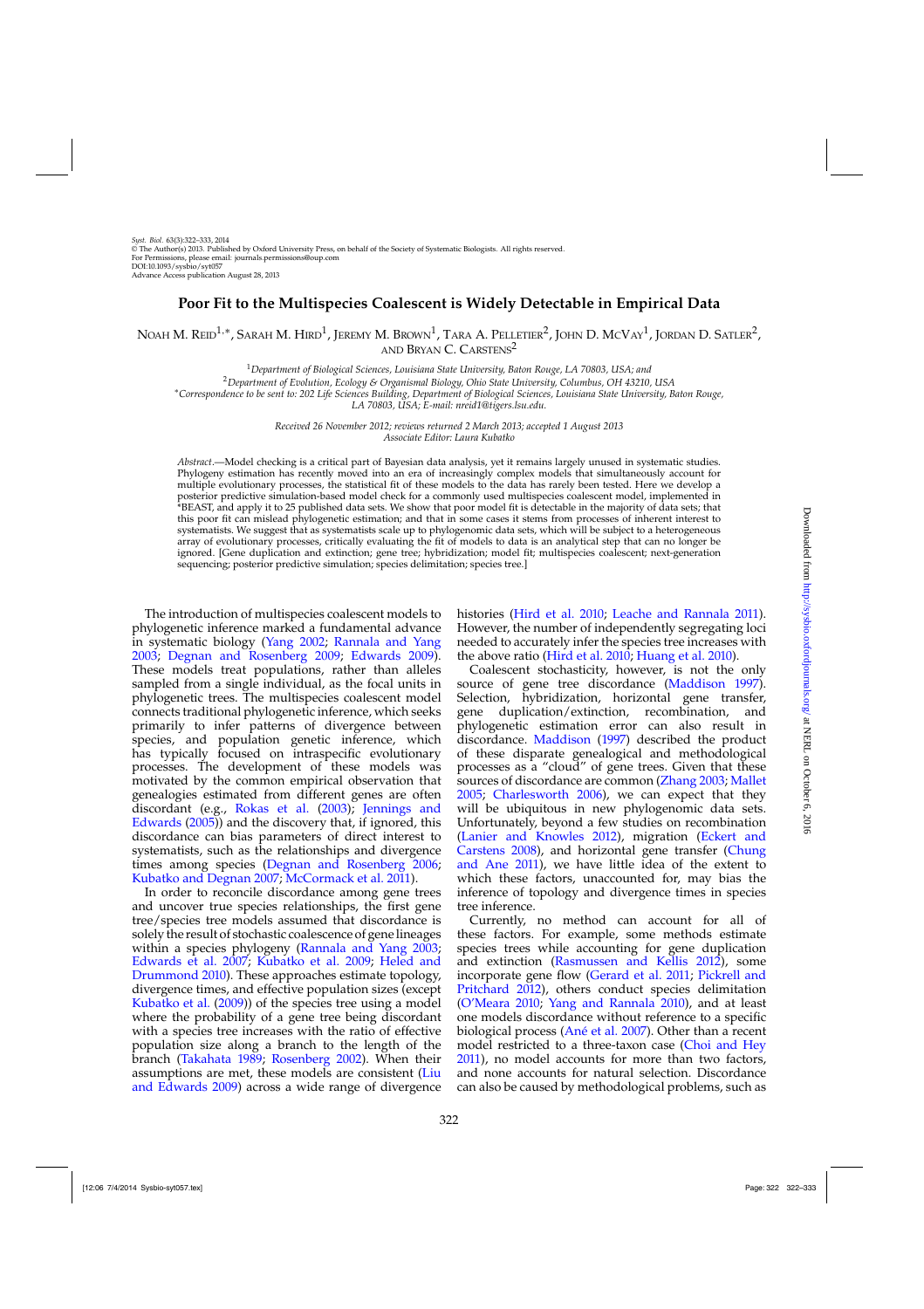# Poor Fit to the Multispecies Coalescent is Widely Detectable in Empirical Data

Noah M. Reid[1,*], Sarah M. Hird[1], Jeremy M. Brown[1], Tara A. Pelletier[2], John D. McVay[1], Jordan D. Satler[2], and Bryan C. Carstens[2]

[1]*Department of Biological Sciences, Louisiana State University, Baton Rouge, LA 70803, USA; and*
[2]*Department of Evolution, Ecology & Organismal Biology, Ohio State University, Columbus, OH 43210, USA*
[*]*Correspondence to be sent to: 202 Life Sciences Building, Department of Biological Sciences, Louisiana State University, Baton Rouge, LA 70803, USA; E-mail: nreid1@tigers.lsu.edu.*

*Received 26 November 2012; reviews returned 2 March 2013; accepted 1 August 2013*
*Associate Editor: Laura Kubatko*

*Abstract*.—Model checking is a critical part of Bayesian data analysis, yet it remains largely unused in systematic studies. Phylogeny estimation has recently moved into an era of increasingly complex models that simultaneously account for multiple evolutionary processes, the statistical fit of these models to the data has rarely been tested. Here we develop a posterior predictive simulation-based model check for a commonly used multispecies coalescent model, implemented in *BEAST, and apply it to 25 published data sets. We show that poor model fit is detectable in the majority of data sets; that this poor fit can mislead phylogenetic estimation; and that in some cases it stems from processes of inherent interest to systematists. We suggest that as systematists scale up to phylogenomic data sets, which will be subject to a heterogeneous array of evolutionary processes, critically evaluating the fit of models to data is an analytical step that can no longer be ignored. [Gene duplication and extinction; gene tree; hybridization; model fit; multispecies coalescent; next-generation sequencing; posterior predictive simulation; species delimitation; species tree.]

The introduction of multispecies coalescent models to phylogenetic inference marked a fundamental advance in systematic biology (Yang 2002; Rannala and Yang 2003; Degnan and Rosenberg 2009; Edwards 2009). These models treat populations, rather than alleles sampled from a single individual, as the focal units in phylogenetic trees. The multispecies coalescent model connects traditional phylogenetic inference, which seeks primarily to infer patterns of divergence between species, and population genetic inference, which has typically focused on intraspecific evolutionary processes. The development of these models was motivated by the common empirical observation that genealogies estimated from different genes are often discordant (e.g., Rokas et al. (2003); Jennings and Edwards (2005)) and the discovery that, if ignored, this discordance can bias parameters of direct interest to systematists, such as the relationships and divergence times among species (Degnan and Rosenberg 2006; Kubatko and Degnan 2007; McCormack et al. 2011).

In order to reconcile discordance among gene trees and uncover true species relationships, the first gene tree/species tree models assumed that discordance is solely the result of stochastic coalescence of gene lineages within a species phylogeny (Rannala and Yang 2003; Edwards et al. 2007; Kubatko et al. 2009; Heled and Drummond 2010). These approaches estimate topology, divergence times, and effective population sizes (except Kubatko et al. (2009)) of the species tree using a model where the probability of a gene tree being discordant with a species tree increases with the ratio of effective population size along a branch to the length of the branch (Takahata 1989; Rosenberg 2002). When their assumptions are met, these models are consistent (Liu and Edwards 2009) across a wide range of divergence histories (Hird et al. 2010; Leache and Rannala 2011). However, the number of independently segregating loci needed to accurately infer the species tree increases with the above ratio (Hird et al. 2010; Huang et al. 2010).

Coalescent stochasticity, however, is not the only source of gene tree discordance (Maddison 1997). Selection, hybridization, horizontal gene transfer, gene duplication/extinction, recombination, and phylogenetic estimation error can also result in discordance. Maddison (1997) described the product of these disparate genealogical and methodological processes as a "cloud" of gene trees. Given that these sources of discordance are common (Zhang 2003; Mallet 2005; Charlesworth 2006), we can expect that they will be ubiquitous in new phylogenomic data sets. Unfortunately, beyond a few studies on recombination (Lanier and Knowles 2012), migration (Eckert and Carstens 2008), and horizontal gene transfer (Chung and Ane 2011), we have little idea of the extent to which these factors, unaccounted for, may bias the inference of topology and divergence times in species tree inference.

Currently, no method can account for all of these factors. For example, some methods estimate species trees while accounting for gene duplication and extinction (Rasmussen and Kellis 2012), some incorporate gene flow (Gerard et al. 2011; Pickrell and Pritchard 2012), others conduct species delimitation (O'Meara 2010; Yang and Rannala 2010), and at least one models discordance without reference to a specific biological process (Ané et al. 2007). Other than a recent model restricted to a three-taxon case (Choi and Hey 2011), no model accounts for more than two factors, and none accounts for natural selection. Discordance can also be caused by methodological problems, such as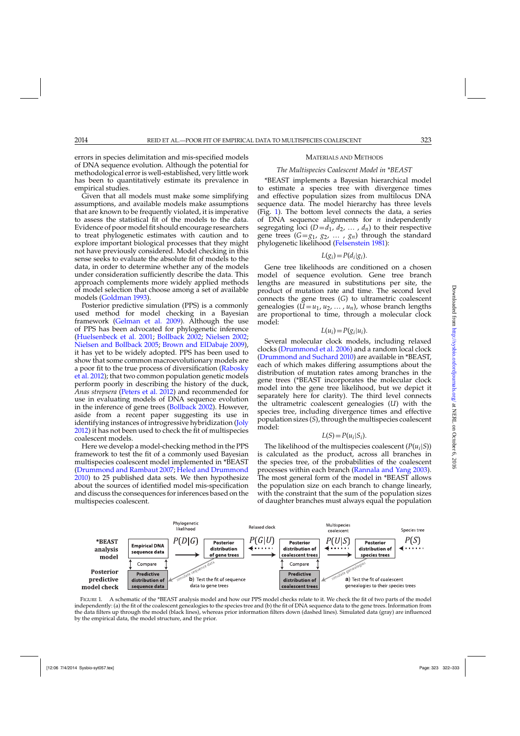errors in species delimitation and mis-specified models of DNA sequence evolution. Although the potential for methodological error is well-established, very little work has been to quantitatively estimate its prevalence in empirical studies.

Given that all models must make some simplifying assumptions, and available models make assumptions that are known to be frequently violated, it is imperative to assess the statistical fit of the models to the data. Evidence of poor model fit should encourage researchers to treat phylogenetic estimates with caution and to explore important biological processes that they might not have previously considered. Model checking in this sense seeks to evaluate the absolute fit of models to the data, in order to determine whether any of the models under consideration sufficiently describe the data. This approach complements more widely applied methods of model selection that choose among a set of available models (Goldman 1993).

Posterior predictive simulation (PPS) is a commonly used method for model checking in a Bayesian framework (Gelman et al. 2009). Although the use of PPS has been advocated for phylogenetic inference (Huelsenbeck et al. 2001; Bollback 2002; Nielsen 2002; Nielsen and Bollback 2005; Brown and ElDabaje 2009), it has yet to be widely adopted. PPS has been used to show that some common macroevolutionary models are a poor fit to the true process of diversification (Rabosky et al. 2012); that two common population genetic models perform poorly in describing the history of the duck, *Anas strepsera* (Peters et al. 2012) and recommended for use in evaluating models of DNA sequence evolution in the inference of gene trees (Bollback 2002). However, aside from a recent paper suggesting its use in identifying instances of introgressive hybridization (Joly 2012) it has not been used to check the fit of multispecies coalescent models.

Here we develop a model-checking method in the PPS framework to test the fit of a commonly used Bayesian multispecies coalescent model implemented in *BEAST (Drummond and Rambaut 2007; Heled and Drummond 2010) to 25 published data sets. We then hypothesize about the sources of identified model mis-specification and discuss the consequences for inferences based on the multispecies coalescent.

## Materials and Methods

### *The Multispecies Coalescent Model in *BEAST*

*BEAST implements a Bayesian hierarchical model to estimate a species tree with divergence times and effective population sizes from multilocus DNA sequence data. The model hierarchy has three levels (Fig. 1). The bottom level connects the data, a series of DNA sequence alignments for $n$ independently segregating loci ($D = d_1, d_2, \ldots, d_n$) to their respective gene trees ($G = g_1, g_2, \ldots, g_n$) through the standard phylogenetic likelihood (Felsenstein 1981):

$$L(g_i) = P(d_i|g_i).$$

Gene tree likelihoods are conditioned on a chosen model of sequence evolution. Gene tree branch lengths are measured in substitutions per site, the product of mutation rate and time. The second level connects the gene trees ($G$) to ultrametric coalescent genealogies ($U = u_1, u_2, \ldots, u_n$), whose branch lengths are proportional to time, through a molecular clock model:

$$L(u_i) = P(g_i|u_i).$$

Several molecular clock models, including relaxed clocks (Drummond et al. 2006) and a random local clock (Drummond and Suchard 2010) are available in *BEAST, each of which makes differing assumptions about the distribution of mutation rates among branches in the gene trees (*BEAST incorporates the molecular clock model into the gene tree likelihood, but we depict it separately here for clarity). The third level connects the ultrametric coalescent genealogies ($U$) with the species tree, including divergence times and effective population sizes ($S$), through the multispecies coalescent model:

$$L(S) = P(u_i|S_i).$$

The likelihood of the multispecies coalescent ($P(u_i|S)$) is calculated as the product, across all branches in the species tree, of the probabilities of the coalescent processes within each branch (Rannala and Yang 2003). The most general form of the model in *BEAST allows the population size on each branch to change linearly, with the constraint that the sum of the population sizes of daughter branches must always equal the population

FIGURE 1. A schematic of the *BEAST analysis model and how our PPS model checks relate to it. We check the fit of two parts of the model independently: (a) the fit of the coalescent genealogies to the species tree and (b) the fit of DNA sequence data to the gene trees. Information from the data filters up through the model (black lines), whereas prior information filters down (dashed lines). Simulated data (gray) are influenced by the empirical data, the model structure, and the prior.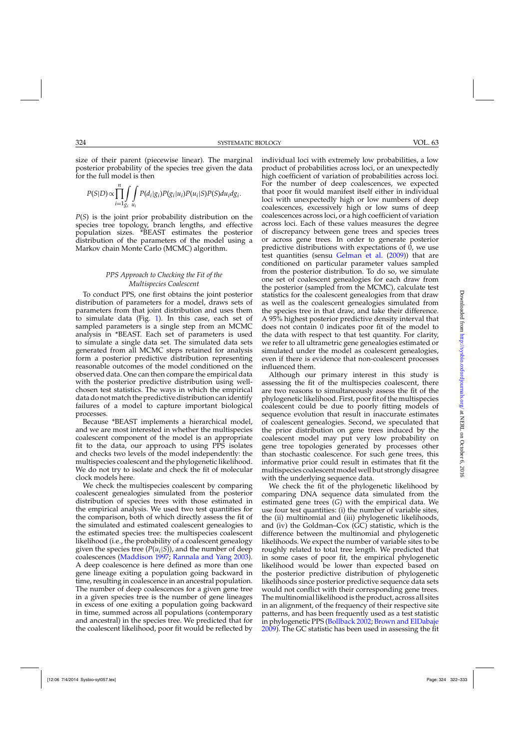size of their parent (piecewise linear). The marginal posterior probability of the species tree given the data for the full model is then

$$P(S|D) \propto \prod_{i=1}^{n} \int_{g_i} \int_{u_i} P(d_i|g_i)P(g_i|u_i)P(u_i|S)P(S)du_i dg_i.$$

$P(S)$ is the joint prior probability distribution on the species tree topology, branch lengths, and effective population sizes. *BEAST estimates the posterior distribution of the parameters of the model using a Markov chain Monte Carlo (MCMC) algorithm.

### *PPS Approach to Checking the Fit of the Multispecies Coalescent*

To conduct PPS, one first obtains the joint posterior distribution of parameters for a model, draws sets of parameters from that joint distribution and uses them to simulate data (Fig. 1). In this case, each set of sampled parameters is a single step from an MCMC analysis in *BEAST. Each set of parameters is used to simulate a single data set. The simulated data sets generated from all MCMC steps retained for analysis form a posterior predictive distribution representing reasonable outcomes of the model conditioned on the observed data. One can then compare the empirical data with the posterior predictive distribution using well-chosen test statistics. The ways in which the empirical data do not match the predictive distribution can identify failures of a model to capture important biological processes.

Because *BEAST implements a hierarchical model, and we are most interested in whether the multispecies coalescent component of the model is an appropriate fit to the data, our approach to using PPS isolates and checks two levels of the model independently: the multispecies coalescent and the phylogenetic likelihood. We do not try to isolate and check the fit of molecular clock models here.

We check the multispecies coalescent by comparing coalescent genealogies simulated from the posterior distribution of species trees with those estimated in the empirical analysis. We used two test quantities for the comparison, both of which directly assess the fit of the simulated and estimated coalescent genealogies to the estimated species tree: the multispecies coalescent likelihood (i.e., the probability of a coalescent genealogy given the species tree ($P(u_i|S)$), and the number of deep coalescences (Maddison 1997; Rannala and Yang 2003). A deep coalescence is here defined as more than one gene lineage exiting a population going backward in time, resulting in coalescence in an ancestral population. The number of deep coalescences for a given gene tree in a given species tree is the number of gene lineages in excess of one exiting a population going backward in time, summed across all populations (contemporary and ancestral) in the species tree. We predicted that for the coalescent likelihood, poor fit would be reflected by individual loci with extremely low probabilities, a low product of probabilities across loci, or an unexpectedly high coefficient of variation of probabilities across loci. For the number of deep coalescences, we expected that poor fit would manifest itself either in individual loci with unexpectedly high or low numbers of deep coalescences, excessively high or low sums of deep coalescences across loci, or a high coefficient of variation across loci. Each of these values measures the degree of discrepancy between gene trees and species trees or across gene trees. In order to generate posterior predictive distributions with expectations of 0, we use test quantities (sensu Gelman et al. (2009)) that are conditioned on particular parameter values sampled from the posterior distribution. To do so, we simulate one set of coalescent genealogies for each draw from the posterior (sampled from the MCMC), calculate test statistics for the coalescent genealogies from that draw as well as the coalescent genealogies simulated from the species tree in that draw, and take their difference. A 95% highest posterior predictive density interval that does not contain 0 indicates poor fit of the model to the data with respect to that test quantity. For clarity, we refer to all ultrametric gene genealogies estimated or simulated under the model as coalescent genealogies, even if there is evidence that non-coalescent processes influenced them.

Although our primary interest in this study is assessing the fit of the multispecies coalescent, there are two reasons to simultaneously assess the fit of the phylogenetic likelihood. First, poor fit of the multispecies coalescent could be due to poorly fitting models of sequence evolution that result in inaccurate estimates of coalescent genealogies. Second, we speculated that the prior distribution on gene trees induced by the coalescent model may put very low probability on gene tree topologies generated by processes other than stochastic coalescence. For such gene trees, this informative prior could result in estimates that fit the multispecies coalescent model well but strongly disagree with the underlying sequence data.

We check the fit of the phylogenetic likelihood by comparing DNA sequence data simulated from the estimated gene trees ($G$) with the empirical data. We use four test quantities: (i) the number of variable sites, the (ii) multinomial and (iii) phylogenetic likelihoods, and (iv) the Goldman–Cox (GC) statistic, which is the difference between the multinomial and phylogenetic likelihoods. We expect the number of variable sites to be roughly related to total tree length. We predicted that in some cases of poor fit, the empirical phylogenetic likelihood would be lower than expected based on the posterior predictive distribution of phylogenetic likelihoods since posterior predictive sequence data sets would not conflict with their corresponding gene trees. The multinomial likelihood is the product, across all sites in an alignment, of the frequency of their respective site patterns, and has been frequently used as a test statistic in phylogenetic PPS (Bollback 2002; Brown and ElDabaje 2009). The GC statistic has been used in assessing the fit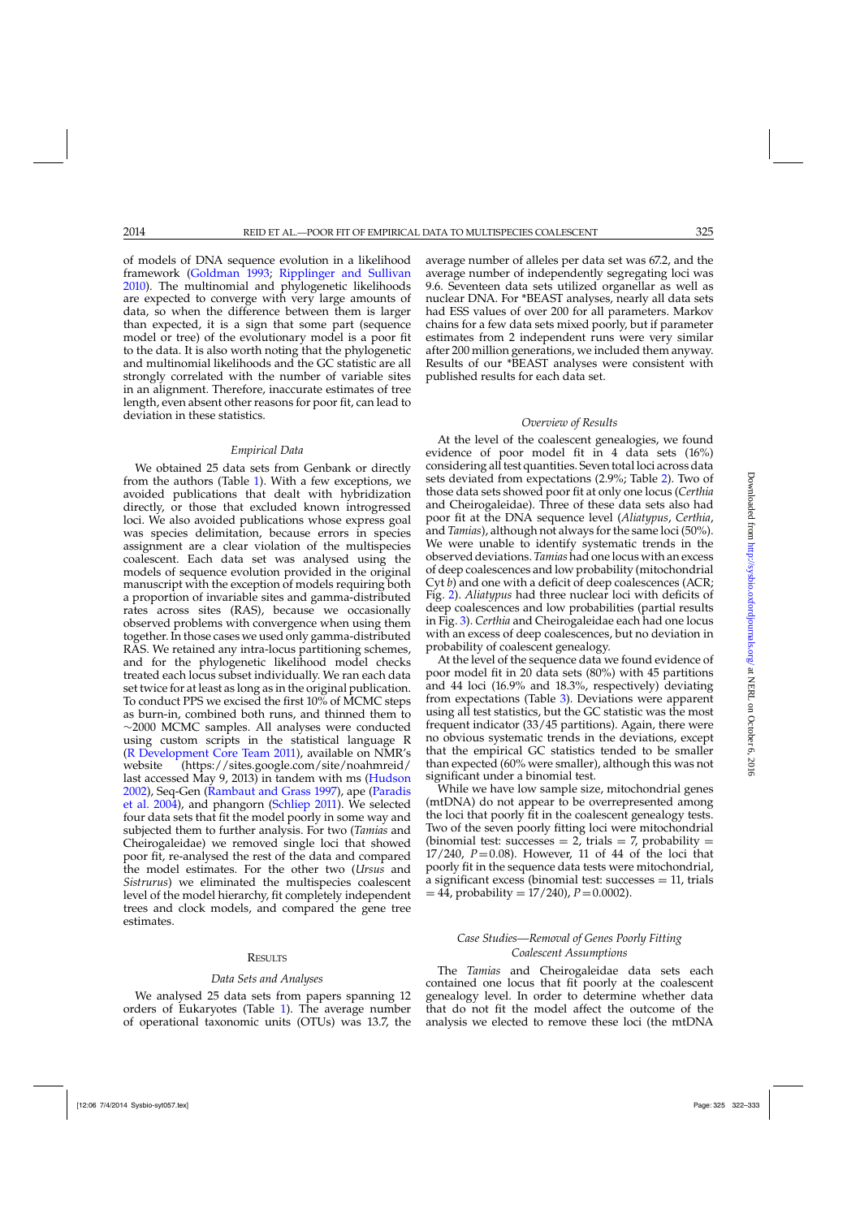of models of DNA sequence evolution in a likelihood framework (Goldman 1993; Ripplinger and Sullivan 2010). The multinomial and phylogenetic likelihoods are expected to converge with very large amounts of data, so when the difference between them is larger than expected, it is a sign that some part (sequence model or tree) of the evolutionary model is a poor fit to the data. It is also worth noting that the phylogenetic and multinomial likelihoods and the GC statistic are all strongly correlated with the number of variable sites in an alignment. Therefore, inaccurate estimates of tree length, even absent other reasons for poor fit, can lead to deviation in these statistics.

### *Empirical Data*

We obtained 25 data sets from Genbank or directly from the authors (Table 1). With a few exceptions, we avoided publications that dealt with hybridization directly, or those that excluded known introgressed loci. We also avoided publications whose express goal was species delimitation, because errors in species assignment are a clear violation of the multispecies coalescent. Each data set was analysed using the models of sequence evolution provided in the original manuscript with the exception of models requiring both a proportion of invariable sites and gamma-distributed rates across sites (RAS), because we occasionally observed problems with convergence when using them together. In those cases we used only gamma-distributed RAS. We retained any intra-locus partitioning schemes, and for the phylogenetic likelihood model checks treated each locus subset individually. We ran each data set twice for at least as long as in the original publication. To conduct PPS we excised the first 10% of MCMC steps as burn-in, combined both runs, and thinned them to ~2000 MCMC samples. All analyses were conducted using custom scripts in the statistical language R (R Development Core Team 2011), available on NMR's website (https://sites.google.com/site/noahmreid/ last accessed May 9, 2013) in tandem with ms (Hudson 2002), Seq-Gen (Rambaut and Grass 1997), ape (Paradis et al. 2004), and phangorn (Schliep 2011). We selected four data sets that fit the model poorly in some way and subjected them to further analysis. For two (*Tamias* and Cheirogaleidae) we removed single loci that showed poor fit, re-analysed the rest of the data and compared the model estimates. For the other two (*Ursus* and *Sistrurus*) we eliminated the multispecies coalescent level of the model hierarchy, fit completely independent trees and clock models, and compared the gene tree estimates.

## Results

### *Data Sets and Analyses*

We analysed 25 data sets from papers spanning 12 orders of Eukaryotes (Table 1). The average number of operational taxonomic units (OTUs) was 13.7, the average number of alleles per data set was 67.2, and the average number of independently segregating loci was 9.6. Seventeen data sets utilized organellar as well as nuclear DNA. For *BEAST analyses, nearly all data sets had ESS values of over 200 for all parameters. Markov chains for a few data sets mixed poorly, but if parameter estimates from 2 independent runs were very similar after 200 million generations, we included them anyway. Results of our *BEAST analyses were consistent with published results for each data set.

### *Overview of Results*

At the level of the coalescent genealogies, we found evidence of poor model fit in 4 data sets (16%) considering all test quantities. Seven total loci across data sets deviated from expectations (2.9%; Table 2). Two of those data sets showed poor fit at only one locus (*Certhia* and Cheirogaleidae). Three of these data sets also had poor fit at the DNA sequence level (*Aliatypus*, *Certhia*, and *Tamias*), although not always for the same loci (50%). We were unable to identify systematic trends in the observed deviations. *Tamias* had one locus with an excess of deep coalescences and low probability (mitochondrial Cyt *b*) and one with a deficit of deep coalescences (ACR; Fig. 2). *Aliatypus* had three nuclear loci with deficits of deep coalescences and low probabilities (partial results in Fig. 3). *Certhia* and Cheirogaleidae each had one locus with an excess of deep coalescences, but no deviation in probability of coalescent genealogy.

At the level of the sequence data we found evidence of poor model fit in 20 data sets (80%) with 45 partitions and 44 loci (16.9% and 18.3%, respectively) deviating from expectations (Table 3). Deviations were apparent using all test statistics, but the GC statistic was the most frequent indicator (33/45 partitions). Again, there were no obvious systematic trends in the deviations, except that the empirical GC statistics tended to be smaller than expected (60% were smaller), although this was not significant under a binomial test.

While we have low sample size, mitochondrial genes (mtDNA) do not appear to be overrepresented among the loci that poorly fit in the coalescent genealogy tests. Two of the seven poorly fitting loci were mitochondrial (binomial test: successes = 2, trials = 7, probability = 17/240, $P=0.08$). However, 11 of 44 of the loci that poorly fit in the sequence data tests were mitochondrial, a significant excess (binomial test: successes = 11, trials = 44, probability = 17/240, $P=0.0002$).

### *Case Studies—Removal of Genes Poorly Fitting Coalescent Assumptions*

The *Tamias* and Cheirogaleidae data sets each contained one locus that fit poorly at the coalescent genealogy level. In order to determine whether data that do not fit the model affect the outcome of the analysis we elected to remove these loci (the mtDNA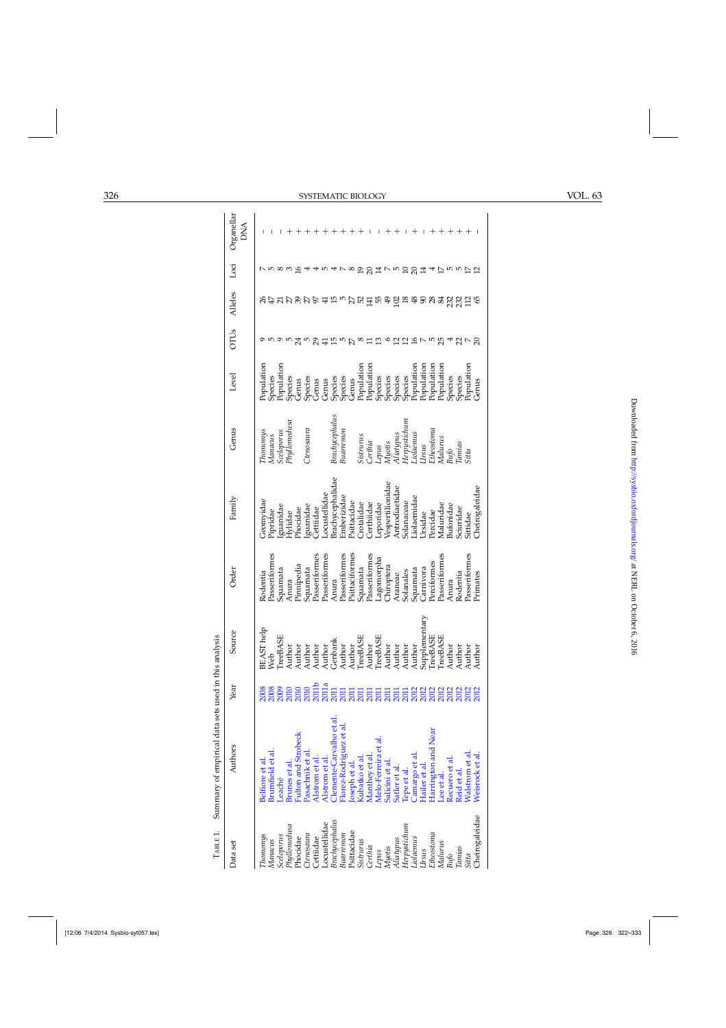Table 1. Summary of empirical data sets used in this analysis

| Data set | Authors | Year | Source | Order | Family | Genus | Level | OTUs | Alleles | Loci | Organellar DNA |
|---|---|---|---|---|---|---|---|---|---|---|---|
| *Thomomys* | Belfiore et al. | 2008 | BEAST help | Rodentia | Geomyidae | *Thomomys* | Population | 9 | 26 | 7 | − |
| *Manacus* | Brumfield et al. | 2008 | Web | Passeriformes | Pipridae | *Manacus* | Species | 5 | 47 | 5 | − |
| *Sceloporus* | Leaché | 2009 | TreeBASE | Squamata | Iguanidae | *Sceloporus* | Population | 9 | 21 | 8 | − |
| *Phyllomedusa* | Brunes et al. | 2010 | Author | Anura | Hylidae | *Phyllomedusa* | Species | 5 | 27 | 3 | + |
| Phocidae | Fulton and Strobeck | 2010 | Author | Pinnipedia | Phocidae | | Genus | 24 | 39 | 16 | + |
| *Ctenosaura* | Pasachnik et al. | 2010 | Author | Squamata | Iguanidae | *Ctenosaura* | Species | 5 | 27 | 4 | + |
| Cettiidae | Alstrom et al. | 2011b | Author | Passeriformes | Cettiidae | | Genus | 29 | 97 | 4 | + |
| Locustellidae | Alstrom et al. | 2011a | Author | Passeriformes | Locustellidae | | Genus | 41 | 41 | 5 | + |
| *Brachycephalus* | Clemente-Carvalho et al. | 2011 | Genbank | Anura | Brachycephalidae | *Brachycephalus* | Species | 15 | 15 | 4 | + |
| *Buarremon* | Florez-Rodriguez et al. | 2011 | Author | Passeriformes | Emberizidae | *Buarremon* | Species | 5 | 5 | 7 | + |
| Psittacidae | Joseph et al. | 2011 | Author | Psittaciformes | Psittacidae | | Genus | 27 | 27 | 8 | + |
| *Sistrurus* | Kubatko et al. | 2011 | TreeBASE | Squamata | Crotalidae | *Sistrurus* | Population | 8 | 52 | 19 | + |
| *Certhia* | Manthey et al. | 2011 | Author | Passeriformes | Certhiidae | *Certhia* | Population | 11 | 141 | 20 | − |
| *Lepus* | Melo-Ferreira et al. | 2011 | TreeBASE | Lagomorpha | Leporidae | *Lepus* | Species | 13 | 55 | 14 | − |
| *Myotis* | Salicini et al. | 2011 | Author | Chiroptera | Vespertilionidae | *Myotis* | Species | 6 | 49 | 7 | + |
| *Aliatypus* | Satler et al. | 2011 | Author | Araneae | Antrodiaetidae | *Aliatypus* | Species | 12 | 102 | 5 | + |
| *Herpystichum* | Tepe et al. | 2011 | Author | Solanales | Solanaceae | *Herpystichum* | Species | 12 | 18 | 10 | − |
| *Liolaemus* | Camargo et al. | 2012 | Author | Squamata | Liolaemidae | *Liolaemus* | Population | 16 | 48 | 20 | + |
| *Ursus* | Hailer et al. | 2012 | Supplementary | Carnivora | Ursidae | *Ursus* | Population | 7 | 90 | 14 | − |
| *Etheostoma* | Harrington and Near | 2012 | TreeBASE | Perciformes | Percidae | *Etheostoma* | Population | 5 | 28 | 4 | + |
| *Malurus* | Lee et al. | 2012 | TreeBASE | Passeriformes | Maluridae | *Malurus* | Population | 25 | 84 | 17 | + |
| *Bufo* | Recuero et al. | 2012 | Author | Anura | Bufonidae | *Bufo* | Species | 4 | 232 | 5 | + |
| *Tamias* | Reid et al. | 2012 | Author | Rodentia | Sciuridae | *Tamias* | Species | 22 | 232 | 5 | + |
| *Sitta* | Walstrom et al. | 2012 | Author | Passeriformes | Sittidae | *Sitta* | Population | 7 | 112 | 17 | + |
| Cheirogaleidae | Weisrock et al. | 2012 | Author | Primates | Cheirogaleidae | | Genus | 20 | 65 | 12 | − |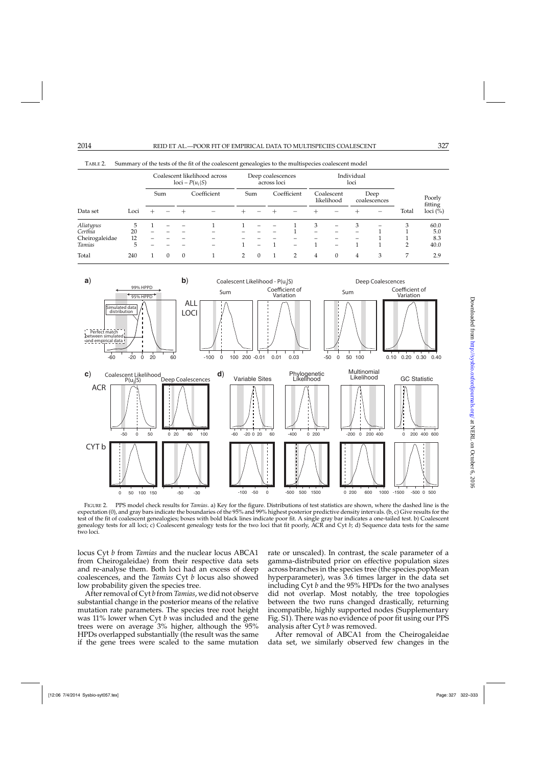TABLE 2. Summary of the tests of the fit of the coalescent genealogies to the multispecies coalescent model

| Data set | Loci | Coalescent likelihood across loci – $P(u_i \mid S)$ | | | | Deep coalescences across loci | | | | Individual loci | | | | Total | Poorly fitting loci (%) |
|---|---|---|---|---|---|---|---|---|---|---|---|---|---|---|---|
| | | Sum | | Coefficient | | Sum | | Coefficient | | Coalescent likelihood | | Deep coalescences | | | |
| | | + | − | + | − | + | − | + | − | + | − | + | − | | |
| *Aliatypus* | 5 | 1 | – | – | 1 | 1 | – | – | 1 | 3 | – | 3 | – | 3 | 60.0 |
| *Certhia* | 20 | – | – | – | – | – | – | – | 1 | – | – | – | 1 | 1 | 5.0 |
| Cheirogaleidae | 12 | – | – | – | – | – | – | – | – | – | – | – | 1 | 1 | 8.3 |
| *Tamias* | 5 | – | – | – | – | 1 | – | 1 | – | 1 | – | 1 | 1 | 2 | 40.0 |
| Total | 240 | 1 | 0 | 0 | 1 | 2 | 0 | 1 | 2 | 4 | 0 | 4 | 3 | 7 | 2.9 |

FIGURE 2. PPS model check results for *Tamias*. a) Key for the figure. Distributions of test statistics are shown, where the dashed line is the expectation (0), and gray bars indicate the boundaries of the 95% and 99% highest posterior predictive density intervals. (b, c) Give results for the test of the fit of coalescent genealogies, where boxes with bold black lines indicate poor fit. A single gray bar indicates a one-tailed test. b) Coalescent genealogy tests for all loci; c) Coalescent genealogy tests for the two loci that fit poorly, ACR and Cyt *b*; d) Sequence data tests for the same two loci.

locus Cyt *b* from *Tamias* and the nuclear locus ABCA1 from Cheirogaleidae) from their respective data sets and re-analyse them. Both loci had an excess of deep coalescences, and the *Tamias* Cyt *b* locus also showed low probability given the species tree.

After removal of Cyt *b* from *Tamias*, we did not observe substantial change in the posterior means of the relative mutation rate parameters. The species tree root height was 11% lower when Cyt *b* was included and the gene trees were on average 3% higher, although the 95% HPDs overlapped substantially (the result was the same if the gene trees were scaled to the same mutation rate or unscaled). In contrast, the scale parameter of a gamma-distributed prior on effective population sizes across branches in the species tree (the species.popMean hyperparameter), was 3.6 times larger in the data set including Cyt *b* and the 95% HPDs for the two analyses did not overlap. Most notably, the tree topologies between the two runs changed drastically, returning incompatible, highly supported nodes (Supplementary Fig. S1). There was no evidence of poor fit using our PPS analysis after Cyt *b* was removed.

After removal of ABCA1 from the Cheirogaleidae data set, we similarly observed few changes in the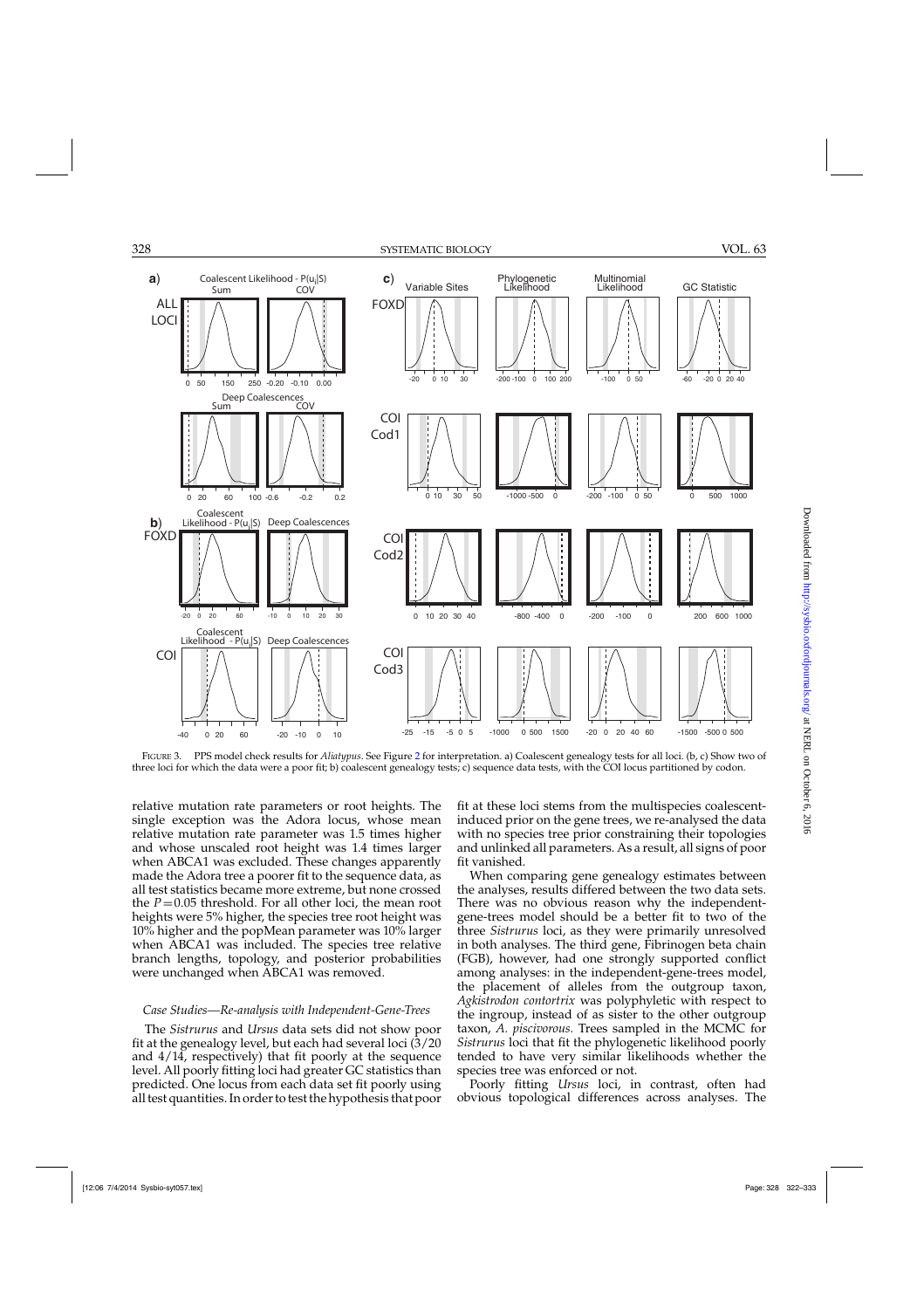FIGURE 3. PPS model check results for *Aliatypus*. See Figure 2 for interpretation. a) Coalescent genealogy tests for all loci. (b, c) Show two of three loci for which the data were a poor fit; b) coalescent genealogy tests; c) sequence data tests, with the COI locus partitioned by codon.

relative mutation rate parameters or root heights. The single exception was the Adora locus, whose mean relative mutation rate parameter was 1.5 times higher and whose unscaled root height was 1.4 times larger when ABCA1 was excluded. These changes apparently made the Adora tree a poorer fit to the sequence data, as all test statistics became more extreme, but none crossed the $P = 0.05$ threshold. For all other loci, the mean root heights were 5% higher, the species tree root height was 10% higher and the popMean parameter was 10% larger when ABCA1 was included. The species tree relative branch lengths, topology, and posterior probabilities were unchanged when ABCA1 was removed.

### *Case Studies—Re-analysis with Independent-Gene-Trees*

The *Sistrurus* and *Ursus* data sets did not show poor fit at the genealogy level, but each had several loci (3/20 and 4/14, respectively) that fit poorly at the sequence level. All poorly fitting loci had greater GC statistics than predicted. One locus from each data set fit poorly using all test quantities. In order to test the hypothesis that poor fit at these loci stems from the multispecies coalescent-induced prior on the gene trees, we re-analysed the data with no species tree prior constraining their topologies and unlinked all parameters. As a result, all signs of poor fit vanished.

When comparing gene genealogy estimates between the analyses, results differed between the two data sets. There was no obvious reason why the independent-gene-trees model should be a better fit to two of the three *Sistrurus* loci, as they were primarily unresolved in both analyses. The third gene, Fibrinogen beta chain (FGB), however, had one strongly supported conflict among analyses: in the independent-gene-trees model, the placement of alleles from the outgroup taxon, *Agkistrodon contortrix* was polyphyletic with respect to the ingroup, instead of as sister to the other outgroup taxon, *A. piscivorous*. Trees sampled in the MCMC for *Sistrurus* loci that fit the phylogenetic likelihood poorly tended to have very similar likelihoods whether the species tree was enforced or not.

Poorly fitting *Ursus* loci, in contrast, often had obvious topological differences across analyses. The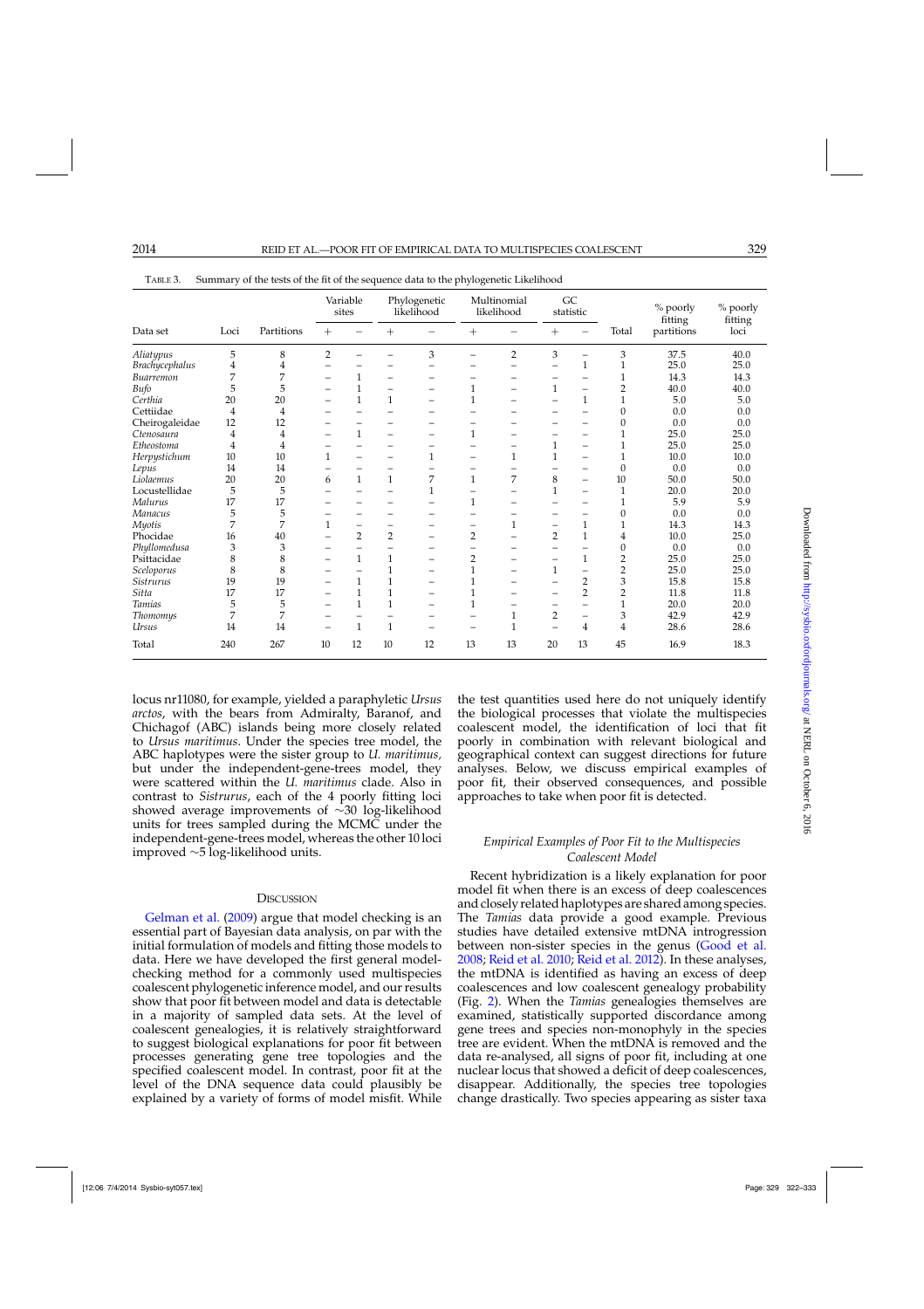TABLE 3. Summary of the tests of the fit of the sequence data to the phylogenetic Likelihood

| Data set | Loci | Partitions | Variable sites | | Phylogenetic likelihood | | Multinomial likelihood | | GC statistic | | Total | % poorly fitting partitions | % poorly fitting loci |
|---|---|---|---|---|---|---|---|---|---|---|---|---|---|
| | | | + | − | + | − | + | − | + | − | | | |
| *Aliatypus* | 5 | 8 | 2 | – | – | 3 | – | 2 | 3 | – | 3 | 37.5 | 40.0 |
| *Brachycephalus* | 4 | 4 | – | – | – | – | – | – | – | 1 | 1 | 25.0 | 25.0 |
| *Buarremon* | 7 | 7 | – | 1 | – | – | – | – | – | – | 1 | 14.3 | 14.3 |
| *Bufo* | 5 | 5 | – | 1 | – | – | 1 | – | 1 | – | 2 | 40.0 | 40.0 |
| *Certhia* | 20 | 20 | – | 1 | 1 | – | 1 | – | – | 1 | 1 | 5.0 | 5.0 |
| Cettiidae | 4 | 4 | – | – | – | – | – | – | – | – | 0 | 0.0 | 0.0 |
| Cheirogaleidae | 12 | 12 | – | – | – | – | – | – | – | – | 0 | 0.0 | 0.0 |
| *Ctenosaura* | 4 | 4 | – | 1 | – | – | 1 | – | – | – | 1 | 25.0 | 25.0 |
| *Etheostoma* | 4 | 4 | – | – | – | – | – | – | 1 | – | 1 | 25.0 | 25.0 |
| *Herpystichum* | 10 | 10 | 1 | – | – | 1 | – | 1 | 1 | – | 1 | 10.0 | 10.0 |
| *Lepus* | 14 | 14 | – | – | – | – | – | – | – | – | 0 | 0.0 | 0.0 |
| *Liolaemus* | 20 | 20 | 6 | 1 | 1 | 7 | 1 | 7 | 8 | – | 10 | 50.0 | 50.0 |
| Locustellidae | 5 | 5 | – | – | – | 1 | – | – | 1 | – | 1 | 20.0 | 20.0 |
| *Malurus* | 17 | 17 | – | – | – | – | 1 | – | – | – | 1 | 5.9 | 5.9 |
| *Manacus* | 5 | 5 | – | – | – | – | – | – | – | – | 0 | 0.0 | 0.0 |
| *Myotis* | 7 | 7 | 1 | – | – | – | – | 1 | – | 1 | 1 | 14.3 | 14.3 |
| Phocidae | 16 | 40 | – | 2 | 2 | – | 2 | – | 2 | 1 | 4 | 10.0 | 25.0 |
| *Phyllomedusa* | 3 | 3 | – | – | – | – | – | – | – | – | 0 | 0.0 | 0.0 |
| Psittacidae | 8 | 8 | – | 1 | 1 | – | 2 | – | – | 1 | 2 | 25.0 | 25.0 |
| *Sceloporus* | 8 | 8 | – | – | 1 | – | 1 | – | 1 | – | 2 | 25.0 | 25.0 |
| *Sistrurus* | 19 | 19 | – | 1 | 1 | – | 1 | – | – | 2 | 3 | 15.8 | 15.8 |
| *Sitta* | 17 | 17 | – | 1 | 1 | – | 1 | – | – | 2 | 2 | 11.8 | 11.8 |
| *Tamias* | 5 | 5 | – | 1 | 1 | – | 1 | – | – | – | 1 | 20.0 | 20.0 |
| *Thomomys* | 7 | 7 | – | – | – | – | – | 1 | 2 | – | 3 | 42.9 | 42.9 |
| *Ursus* | 14 | 14 | – | 1 | 1 | – | – | 1 | – | 4 | 4 | 28.6 | 28.6 |
| Total | 240 | 267 | 10 | 12 | 10 | 12 | 13 | 13 | 20 | 13 | 45 | 16.9 | 18.3 |

locus nr11080, for example, yielded a paraphyletic *Ursus arctos*, with the bears from Admiralty, Baranof, and Chichagof (ABC) islands being more closely related to *Ursus maritimus*. Under the species tree model, the ABC haplotypes were the sister group to *U. maritimus*, but under the independent-gene-trees model, they were scattered within the *U. maritimus* clade. Also in contrast to *Sistrurus*, each of the 4 poorly fitting loci showed average improvements of ~30 log-likelihood units for trees sampled during the MCMC under the independent-gene-trees model, whereas the other 10 loci improved ~5 log-likelihood units.

## DISCUSSION

Gelman et al. (2009) argue that model checking is an essential part of Bayesian data analysis, on par with the initial formulation of models and fitting those models to data. Here we have developed the first general model-checking method for a commonly used multispecies coalescent phylogenetic inference model, and our results show that poor fit between model and data is detectable in a majority of sampled data sets. At the level of coalescent genealogies, it is relatively straightforward to suggest biological explanations for poor fit between processes generating gene tree topologies and the specified coalescent model. In contrast, poor fit at the level of the DNA sequence data could plausibly be explained by a variety of forms of model misfit. While the test quantities used here do not uniquely identify the biological processes that violate the multispecies coalescent model, the identification of loci that fit poorly in combination with relevant biological and geographical context can suggest directions for future analyses. Below, we discuss empirical examples of poor fit, their observed consequences, and possible approaches to take when poor fit is detected.

### *Empirical Examples of Poor Fit to the Multispecies Coalescent Model*

Recent hybridization is a likely explanation for poor model fit when there is an excess of deep coalescences and closely related haplotypes are shared among species. The *Tamias* data provide a good example. Previous studies have detailed extensive mtDNA introgression between non-sister species in the genus (Good et al. 2008; Reid et al. 2010; Reid et al. 2012). In these analyses, the mtDNA is identified as having an excess of deep coalescences and low coalescent genealogy probability (Fig. 2). When the *Tamias* genealogies themselves are examined, statistically supported discordance among gene trees and species non-monophyly in the species tree are evident. When the mtDNA is removed and the data re-analysed, all signs of poor fit, including at one nuclear locus that showed a deficit of deep coalescences, disappear. Additionally, the species tree topologies change drastically. Two species appearing as sister taxa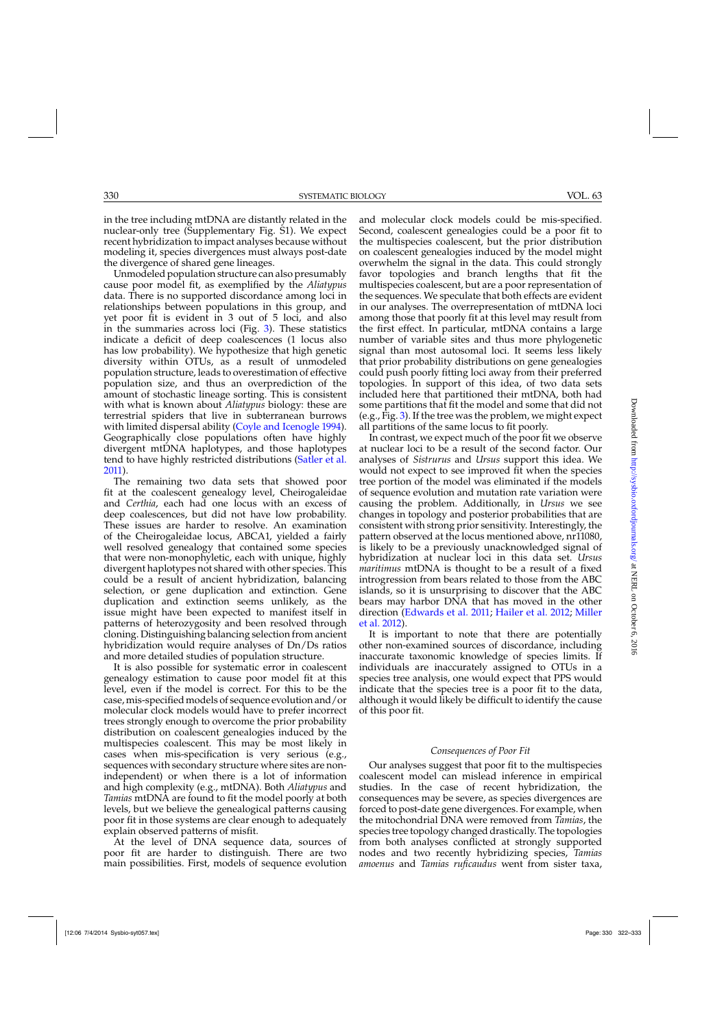in the tree including mtDNA are distantly related in the nuclear-only tree (Supplementary Fig. S1). We expect recent hybridization to impact analyses because without modeling it, species divergences must always post-date the divergence of shared gene lineages.

Unmodeled population structure can also presumably cause poor model fit, as exemplified by the *Aliatypus* data. There is no supported discordance among loci in relationships between populations in this group, and yet poor fit is evident in 3 out of 5 loci, and also in the summaries across loci (Fig. 3). These statistics indicate a deficit of deep coalescences (1 locus also has low probability). We hypothesize that high genetic diversity within OTUs, as a result of unmodeled population structure, leads to overestimation of effective population size, and thus an overprediction of the amount of stochastic lineage sorting. This is consistent with what is known about *Aliatypus* biology: these are terrestrial spiders that live in subterranean burrows with limited dispersal ability (Coyle and Icenogle 1994). Geographically close populations often have highly divergent mtDNA haplotypes, and those haplotypes tend to have highly restricted distributions (Satler et al. 2011).

The remaining two data sets that showed poor fit at the coalescent genealogy level, Cheirogaleidae and *Certhia*, each had one locus with an excess of deep coalescences, but did not have low probability. These issues are harder to resolve. An examination of the Cheirogaleidae locus, ABCA1, yielded a fairly well resolved genealogy that contained some species that were non-monophyletic, each with unique, highly divergent haplotypes not shared with other species. This could be a result of ancient hybridization, balancing selection, or gene duplication and extinction. Gene duplication and extinction seems unlikely, as the issue might have been expected to manifest itself in patterns of heterozygosity and been resolved through cloning. Distinguishing balancing selection from ancient hybridization would require analyses of Dn/Ds ratios and more detailed studies of population structure.

It is also possible for systematic error in coalescent genealogy estimation to cause poor model fit at this level, even if the model is correct. For this to be the case, mis-specified models of sequence evolution and/or molecular clock models would have to prefer incorrect trees strongly enough to overcome the prior probability distribution on coalescent genealogies induced by the multispecies coalescent. This may be most likely in cases when mis-specification is very serious (e.g., sequences with secondary structure where sites are non-independent) or when there is a lot of information and high complexity (e.g., mtDNA). Both *Aliatypus* and *Tamias* mtDNA are found to fit the model poorly at both levels, but we believe the genealogical patterns causing poor fit in those systems are clear enough to adequately explain observed patterns of misfit.

At the level of DNA sequence data, sources of poor fit are harder to distinguish. There are two main possibilities. First, models of sequence evolution and molecular clock models could be mis-specified. Second, coalescent genealogies could be a poor fit to the multispecies coalescent, but the prior distribution on coalescent genealogies induced by the model might overwhelm the signal in the data. This could strongly favor topologies and branch lengths that fit the multispecies coalescent, but are a poor representation of the sequences. We speculate that both effects are evident in our analyses. The overrepresentation of mtDNA loci among those that poorly fit at this level may result from the first effect. In particular, mtDNA contains a large number of variable sites and thus more phylogenetic signal than most autosomal loci. It seems less likely that prior probability distributions on gene genealogies could push poorly fitting loci away from their preferred topologies. In support of this idea, of two data sets included here that partitioned their mtDNA, both had some partitions that fit the model and some that did not (e.g., Fig. 3). If the tree was the problem, we might expect all partitions of the same locus to fit poorly.

In contrast, we expect much of the poor fit we observe at nuclear loci to be a result of the second factor. Our analyses of *Sistrurus* and *Ursus* support this idea. We would not expect to see improved fit when the species tree portion of the model was eliminated if the models of sequence evolution and mutation rate variation were causing the problem. Additionally, in *Ursus* we see changes in topology and posterior probabilities that are consistent with strong prior sensitivity. Interestingly, the pattern observed at the locus mentioned above, nr11080, is likely to be a previously unacknowledged signal of hybridization at nuclear loci in this data set. *Ursus maritimus* mtDNA is thought to be a result of a fixed introgression from bears related to those from the ABC islands, so it is unsurprising to discover that the ABC bears may harbor DNA that has moved in the other direction (Edwards et al. 2011; Hailer et al. 2012; Miller et al. 2012).

It is important to note that there are potentially other non-examined sources of discordance, including inaccurate taxonomic knowledge of species limits. If individuals are inaccurately assigned to OTUs in a species tree analysis, one would expect that PPS would indicate that the species tree is a poor fit to the data, although it would likely be difficult to identify the cause of this poor fit.

### *Consequences of Poor Fit*

Our analyses suggest that poor fit to the multispecies coalescent model can mislead inference in empirical studies. In the case of recent hybridization, the consequences may be severe, as species divergences are forced to post-date gene divergences. For example, when the mitochondrial DNA were removed from *Tamias*, the species tree topology changed drastically. The topologies from both analyses conflicted at strongly supported nodes and two recently hybridizing species, *Tamias amoenus* and *Tamias ruficaudus* went from sister taxa,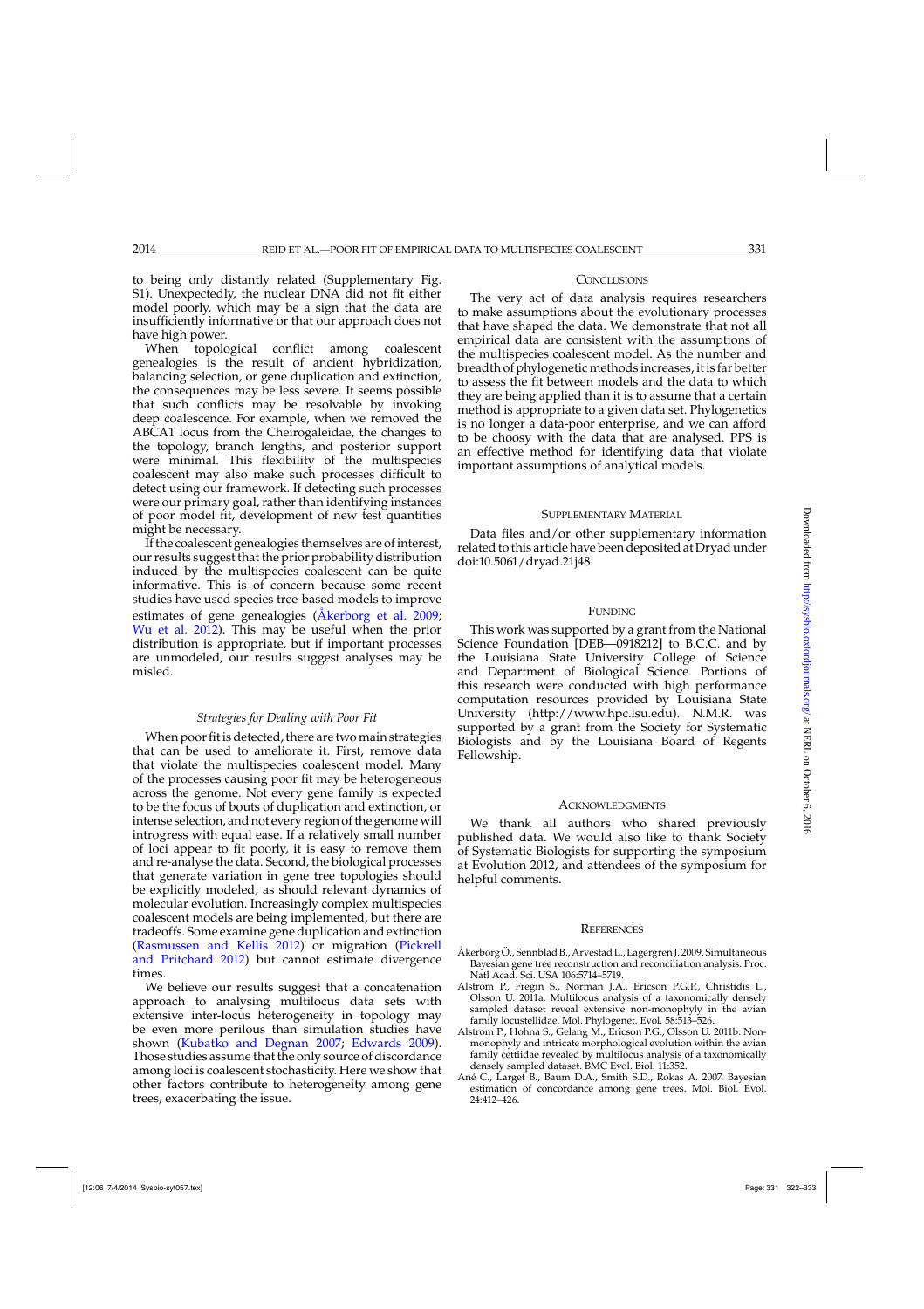to being only distantly related (Supplementary Fig. S1). Unexpectedly, the nuclear DNA did not fit either model poorly, which may be a sign that the data are insufficiently informative or that our approach does not have high power.

When topological conflict among coalescent genealogies is the result of ancient hybridization, balancing selection, or gene duplication and extinction, the consequences may be less severe. It seems possible that such conflicts may be resolvable by invoking deep coalescence. For example, when we removed the ABCA1 locus from the Cheirogaleidae, the changes to the topology, branch lengths, and posterior support were minimal. This flexibility of the multispecies coalescent may also make such processes difficult to detect using our framework. If detecting such processes were our primary goal, rather than identifying instances of poor model fit, development of new test quantities might be necessary.

If the coalescent genealogies themselves are of interest, our results suggest that the prior probability distribution induced by the multispecies coalescent can be quite informative. This is of concern because some recent studies have used species tree-based models to improve estimates of gene genealogies (Åkerborg et al. 2009; Wu et al. 2012). This may be useful when the prior distribution is appropriate, but if important processes are unmodeled, our results suggest analyses may be misled.

### *Strategies for Dealing with Poor Fit*

When poor fit is detected, there are two main strategies that can be used to ameliorate it. First, remove data that violate the multispecies coalescent model. Many of the processes causing poor fit may be heterogeneous across the genome. Not every gene family is expected to be the focus of bouts of duplication and extinction, or intense selection, and not every region of the genome will introgress with equal ease. If a relatively small number of loci appear to fit poorly, it is easy to remove them and re-analyse the data. Second, the biological processes that generate variation in gene tree topologies should be explicitly modeled, as should relevant dynamics of molecular evolution. Increasingly complex multispecies coalescent models are being implemented, but there are tradeoffs. Some examine gene duplication and extinction (Rasmussen and Kellis 2012) or migration (Pickrell and Pritchard 2012) but cannot estimate divergence times.

We believe our results suggest that a concatenation approach to analysing multilocus data sets with extensive inter-locus heterogeneity in topology may be even more perilous than simulation studies have shown (Kubatko and Degnan 2007; Edwards 2009). Those studies assume that the only source of discordance among loci is coalescent stochasticity. Here we show that other factors contribute to heterogeneity among gene trees, exacerbating the issue.

## Conclusions

The very act of data analysis requires researchers to make assumptions about the evolutionary processes that have shaped the data. We demonstrate that not all empirical data are consistent with the assumptions of the multispecies coalescent model. As the number and breadth of phylogenetic methods increases, it is far better to assess the fit between models and the data to which they are being applied than it is to assume that a certain method is appropriate to a given data set. Phylogenetics is no longer a data-poor enterprise, and we can afford to be choosy with the data that are analysed. PPS is an effective method for identifying data that violate important assumptions of analytical models.

## Supplementary Material

Data files and/or other supplementary information related to this article have been deposited at Dryad under doi:10.5061/dryad.21j48.

## Funding

This work was supported by a grant from the National Science Foundation [DEB—0918212] to B.C.C. and by the Louisiana State University College of Science and Department of Biological Science. Portions of this research were conducted with high performance computation resources provided by Louisiana State University (http://www.hpc.lsu.edu). N.M.R. was supported by a grant from the Society for Systematic Biologists and by the Louisiana Board of Regents Fellowship.

## Acknowledgments

We thank all authors who shared previously published data. We would also like to thank Society of Systematic Biologists for supporting the symposium at Evolution 2012, and attendees of the symposium for helpful comments.

## References

Åkerborg Ö., Sennblad B., Arvestad L., Lagergren J. 2009. Simultaneous Bayesian gene tree reconstruction and reconciliation analysis. Proc. Natl Acad. Sci. USA 106:5714–5719.

Alstrom P., Fregin S., Norman J.A., Ericson P.G.P., Christidis L., Olsson U. 2011a. Multilocus analysis of a taxonomically densely sampled dataset reveal extensive non-monophyly in the avian family locustellidae. Mol. Phylogenet. Evol. 58:513–526.

Alstrom P., Hohna S., Gelang M., Ericson P.G., Olsson U. 2011b. Non-monophyly and intricate morphological evolution within the avian family cettiidae revealed by multilocus analysis of a taxonomically densely sampled dataset. BMC Evol. Biol. 11:352.

Ané C., Larget B., Baum D.A., Smith S.D., Rokas A. 2007. Bayesian estimation of concordance among gene trees. Mol. Biol. Evol. 24:412–426.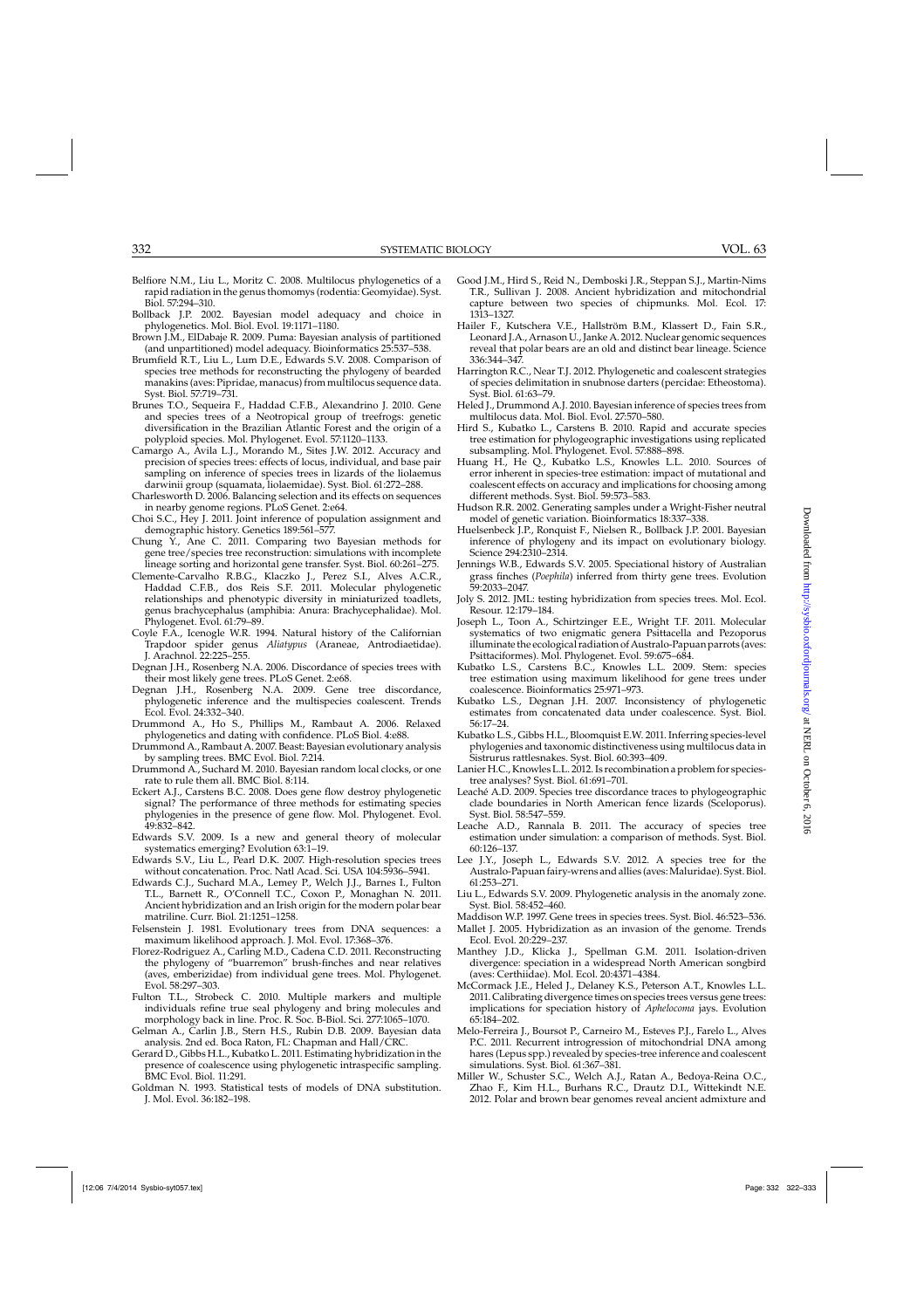Belfiore N.M., Liu L., Moritz C. 2008. Multilocus phylogenetics of a rapid radiation in the genus thomomys (rodentia: Geomyidae). Syst. Biol. 57:294–310.

Bollback J.P. 2002. Bayesian model adequacy and choice in phylogenetics. Mol. Biol. Evol. 19:1171–1180.

Brown J.M., ElDabaje R. 2009. Puma: Bayesian analysis of partitioned (and unpartitioned) model adequacy. Bioinformatics 25:537–538.

Brumfield R.T., Liu L., Lum D.E., Edwards S.V. 2008. Comparison of species tree methods for reconstructing the phylogeny of bearded manakins (aves: Pipridae, manacus) from multilocus sequence data. Syst. Biol. 57:719–731.

Brunes T.O., Sequeira F., Haddad C.F.B., Alexandrino J. 2010. Gene and species trees of a Neotropical group of treefrogs: genetic diversification in the Brazilian Atlantic Forest and the origin of a polyploid species. Mol. Phylogenet. Evol. 57:1120–1133.

Camargo A., Avila L.J., Morando M., Sites J.W. 2012. Accuracy and precision of species trees: effects of locus, individual, and base pair sampling on inference of species trees in lizards of the liolaemus darwinii group (squamata, liolaemidae). Syst. Biol. 61:272–288.

Charlesworth D. 2006. Balancing selection and its effects on sequences in nearby genome regions. PLoS Genet. 2:e64.

Choi S.C., Hey J. 2011. Joint inference of population assignment and demographic history. Genetics 189:561–577.

Chung Y., Ane C. 2011. Comparing two Bayesian methods for gene tree/species tree reconstruction: simulations with incomplete lineage sorting and horizontal gene transfer. Syst. Biol. 60:261–275.

Clemente-Carvalho R.B.G., Klaczko J., Perez S.I., Alves A.C.R., Haddad C.F.B., dos Reis S.F. 2011. Molecular phylogenetic relationships and phenotypic diversity in miniaturized toadlets, genus brachycephalus (amphibia: Anura: Brachycephalidae). Mol. Phylogenet. Evol. 61:79–89.

Coyle F.A., Icenogle W.R. 1994. Natural history of the Californian Trapdoor spider genus *Aliatypus* (Araneae, Antrodiaetidae). J. Arachnol. 22:225–255.

Degnan J.H., Rosenberg N.A. 2006. Discordance of species trees with their most likely gene trees. PLoS Genet. 2:e68.

Degnan J.H., Rosenberg N.A. 2009. Gene tree discordance, phylogenetic inference and the multispecies coalescent. Trends Ecol. Evol. 24:332–340.

Drummond A., Ho S., Phillips M., Rambaut A. 2006. Relaxed phylogenetics and dating with confidence. PLoS Biol. 4:e88.

Drummond A., Rambaut A. 2007. Beast: Bayesian evolutionary analysis by sampling trees. BMC Evol. Biol. 7:214.

Drummond A., Suchard M. 2010. Bayesian random local clocks, or one rate to rule them all. BMC Biol. 8:114.

Eckert A.J., Carstens B.C. 2008. Does gene flow destroy phylogenetic signal? The performance of three methods for estimating species phylogenies in the presence of gene flow. Mol. Phylogenet. Evol. 49:832–842.

Edwards S.V. 2009. Is a new and general theory of molecular systematics emerging? Evolution 63:1–19.

Edwards S.V., Liu L., Pearl D.K. 2007. High-resolution species trees without concatenation. Proc. Natl Acad. Sci. USA 104:5936–5941.

Edwards C.J., Suchard M.A., Lemey P., Welch J.J., Barnes I., Fulton T.L., Barnett R., O'Connell T.C., Coxon P., Monaghan N. 2011. Ancient hybridization and an Irish origin for the modern polar bear matriline. Curr. Biol. 21:1251–1258.

Felsenstein J. 1981. Evolutionary trees from DNA sequences: a maximum likelihood approach. J. Mol. Evol. 17:368–376.

Florez-Rodriguez A., Carling M.D., Cadena C.D. 2011. Reconstructing the phylogeny of "buarremon" brush-finches and near relatives (aves, emberizidae) from individual gene trees. Mol. Phylogenet. Evol. 58:297–303.

Fulton T.L., Strobeck C. 2010. Multiple markers and multiple individuals refine true seal phylogeny and bring molecules and morphology back in line. Proc. R. Soc. B-Biol. Sci. 277:1065–1070.

Gelman A., Carlin J.B., Stern H.S., Rubin D.B. 2009. Bayesian data analysis. 2nd ed. Boca Raton, FL: Chapman and Hall/CRC.

Gerard D., Gibbs H.L., Kubatko L. 2011. Estimating hybridization in the presence of coalescence using phylogenetic intraspecific sampling. BMC Evol. Biol. 11:291.

Goldman N. 1993. Statistical tests of models of DNA substitution. J. Mol. Evol. 36:182–198.

Good J.M., Hird S., Reid N., Demboski J.R., Steppan S.J., Martin-Nims T.R., Sullivan J. 2008. Ancient hybridization and mitochondrial capture between two species of chipmunks. Mol. Ecol. 17: 1313–1327.

Hailer F., Kutschera V.E., Hallström B.M., Klassert D., Fain S.R., Leonard J.A., Arnason U., Janke A. 2012. Nuclear genomic sequences reveal that polar bears are an old and distinct bear lineage. Science 336:344–347.

Harrington R.C., Near T.J. 2012. Phylogenetic and coalescent strategies of species delimitation in snubnose darters (percidae: Etheostoma). Syst. Biol. 61:63–79.

Heled J., Drummond A.J. 2010. Bayesian inference of species trees from multilocus data. Mol. Biol. Evol. 27:570–580.

Hird S., Kubatko L., Carstens B. 2010. Rapid and accurate species tree estimation for phylogeographic investigations using replicated subsampling. Mol. Phylogenet. Evol. 57:888–898.

Huang H., He Q., Kubatko L.S., Knowles L.L. 2010. Sources of error inherent in species-tree estimation: impact of mutational and coalescent effects on accuracy and implications for choosing among different methods. Syst. Biol. 59:573–583.

Hudson R.R. 2002. Generating samples under a Wright-Fisher neutral model of genetic variation. Bioinformatics 18:337–338.

Huelsenbeck J.P., Ronquist F., Nielsen R., Bollback J.P. 2001. Bayesian inference of phylogeny and its impact on evolutionary biology. Science 294:2310–2314.

Jennings W.B., Edwards S.V. 2005. Speciational history of Australian grass finches (*Poephila*) inferred from thirty gene trees. Evolution 59:2033–2047.

Joly S. 2012. JML: testing hybridization from species trees. Mol. Ecol. Resour. 12:179–184.

Joseph L., Toon A., Schirtzinger E.E., Wright T.F. 2011. Molecular systematics of two enigmatic genera Psittacella and Pezoporus illuminate the ecological radiation of Australo-Papuan parrots (aves: Psittaciformes). Mol. Phylogenet. Evol. 59:675–684.

Kubatko L.S., Carstens B.C., Knowles L.L. 2009. Stem: species tree estimation using maximum likelihood for gene trees under coalescence. Bioinformatics 25:971–973.

Kubatko L.S., Degnan J.H. 2007. Inconsistency of phylogenetic estimates from concatenated data under coalescence. Syst. Biol. 56:17–24.

Kubatko L.S., Gibbs H.L., Bloomquist E.W. 2011. Inferring species-level phylogenies and taxonomic distinctiveness using multilocus data in Sistrurus rattlesnakes. Syst. Biol. 60:393–409.

Lanier H.C., Knowles L.L. 2012. Is recombination a problem for species-tree analyses? Syst. Biol. 61:691–701.

Leaché A.D. 2009. Species tree discordance traces to phylogeographic clade boundaries in North American fence lizards (Sceloporus). Syst. Biol. 58:547–559.

Leache A.D., Rannala B. 2011. The accuracy of species tree estimation under simulation: a comparison of methods. Syst. Biol. 60:126–137.

Lee J.Y., Joseph L., Edwards S.V. 2012. A species tree for the Australo-Papuan fairy-wrens and allies (aves: Maluridae). Syst. Biol. 61:253–271.

Liu L., Edwards S.V. 2009. Phylogenetic analysis in the anomaly zone. Syst. Biol. 58:452–460.

Maddison W.P. 1997. Gene trees in species trees. Syst. Biol. 46:523–536.

Mallet J. 2005. Hybridization as an invasion of the genome. Trends Ecol. Evol. 20:229–237.

Manthey J.D., Klicka J., Spellman G.M. 2011. Isolation-driven divergence: speciation in a widespread North American songbird (aves: Certhiidae). Mol. Ecol. 20:4371–4384.

McCormack J.E., Heled J., Delaney K.S., Peterson A.T., Knowles L.L. 2011. Calibrating divergence times on species trees versus gene trees: implications for speciation history of *Aphelocoma* jays. Evolution 65:184–202.

Melo-Ferreira J., Boursot P., Carneiro M., Esteves P.J., Farelo L., Alves P.C. 2011. Recurrent introgression of mitochondrial DNA among hares (Lepus spp.) revealed by species-tree inference and coalescent simulations. Syst. Biol. 61:367–381.

Miller W., Schuster S.C., Welch A.J., Ratan A., Bedoya-Reina O.C., Zhao F., Kim H.L., Burhans R.C., Drautz D.I., Wittekindt N.E. 2012. Polar and brown bear genomes reveal ancient admixture and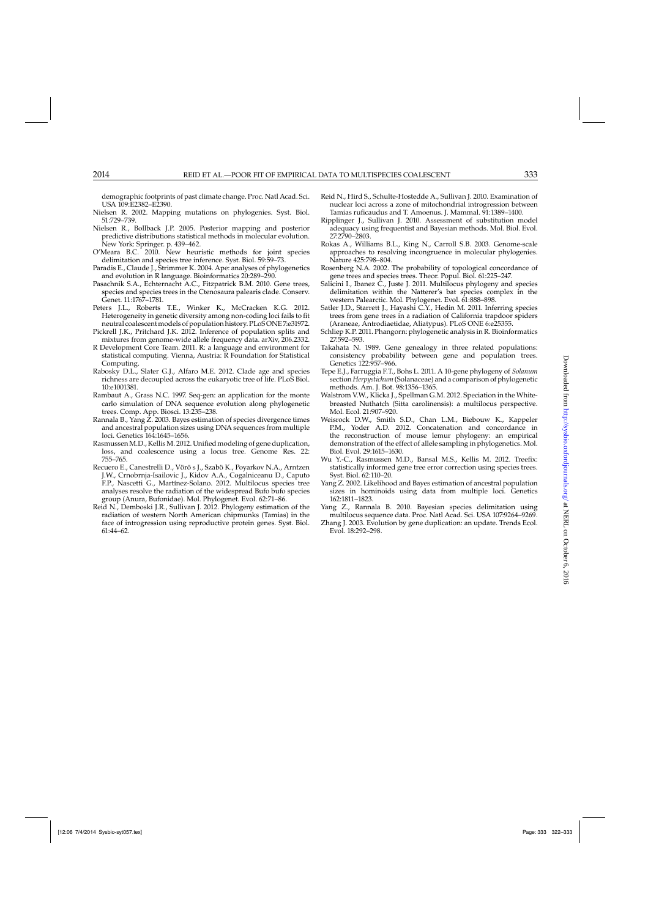demographic footprints of past climate change. Proc. Natl Acad. Sci. USA 109:E2382–E2390.

Nielsen R. 2002. Mapping mutations on phylogenies. Syst. Biol. 51:729–739.

Nielsen R., Bollback J.P. 2005. Posterior mapping and posterior predictive distributions statistical methods in molecular evolution. New York: Springer. p. 439–462.

O'Meara B.C. 2010. New heuristic methods for joint species delimitation and species tree inference. Syst. Biol. 59:59–73.

Paradis E., Claude J., Strimmer K. 2004. Ape: analyses of phylogenetics and evolution in R language. Bioinformatics 20:289–290.

Pasachnik S.A., Echternacht A.C., Fitzpatrick B.M. 2010. Gene trees, species and species trees in the Ctenosaura palearis clade. Conserv. Genet. 11:1767–1781.

Peters J.L., Roberts T.E., Winker K., McCracken K.G. 2012. Heterogeneity in genetic diversity among non-coding loci fails to fit neutral coalescent models of population history. PLoS ONE 7:e31972.

Pickrell J.K., Pritchard J.K. 2012. Inference of population splits and mixtures from genome-wide allele frequency data. arXiv, 206.2332.

R Development Core Team. 2011. R: a language and environment for statistical computing. Vienna, Austria: R Foundation for Statistical Computing.

Rabosky D.L., Slater G.J., Alfaro M.E. 2012. Clade age and species richness are decoupled across the eukaryotic tree of life. PLoS Biol. 10:e1001381.

Rambaut A., Grass N.C. 1997. Seq-gen: an application for the monte carlo simulation of DNA sequence evolution along phylogenetic trees. Comp. App. Biosci. 13:235–238.

Rannala B., Yang Z. 2003. Bayes estimation of species divergence times and ancestral population sizes using DNA sequences from multiple loci. Genetics 164:1645–1656.

Rasmussen M.D., Kellis M. 2012. Unified modeling of gene duplication, loss, and coalescence using a locus tree. Genome Res. 22: 755–765.

Recuero E., Canestrelli D., Vörö s J., Szabö K., Poyarkov N.A., Arntzen J.W., Crnobrnja-Isailovic J., Kidov A.A., Cogalniceanu D., Caputo F.P., Nascetti G., Martínez-Solano. 2012. Multilocus species tree analyses resolve the radiation of the widespread Bufo bufo species group (Anura, Bufonidae). Mol. Phylogenet. Evol. 62:71–86.

Reid N., Demboski J.R., Sullivan J. 2012. Phylogeny estimation of the radiation of western North American chipmunks (Tamias) in the face of introgression using reproductive protein genes. Syst. Biol. 61:44–62.

Reid N., Hird S., Schulte-Hostedde A., Sullivan J. 2010. Examination of nuclear loci across a zone of mitochondrial introgression between Tamias ruficaudus and T. Amoenus. J. Mammal. 91:1389–1400.

Ripplinger J., Sullivan J. 2010. Assessment of substitution model adequacy using frequentist and Bayesian methods. Mol. Biol. Evol. 27:2790–2803.

Rokas A., Williams B.L., King N., Carroll S.B. 2003. Genome-scale approaches to resolving incongruence in molecular phylogenies. Nature 425:798–804.

Rosenberg N.A. 2002. The probability of topological concordance of gene trees and species trees. Theor. Popul. Biol. 61:225–247.

Salicini I., Ibanez C., Juste J. 2011. Multilocus phylogeny and species delimitation within the Natterer's bat species complex in the western Palearctic. Mol. Phylogenet. Evol. 61:888–898.

Satler J.D., Starrett J., Hayashi C.Y., Hedin M. 2011. Inferring species trees from gene trees in a radiation of California trapdoor spiders (Araneae, Antrodiaetidae, Aliatypus). PLoS ONE 6:e25355.

Schliep K.P. 2011. Phangorn: phylogenetic analysis in R. Bioinformatics 27:592–593.

Takahata N. 1989. Gene genealogy in three related populations: consistency probability between gene and population trees. Genetics 122:957–966.

Tepe E.J., Farruggia F.T., Bohs L. 2011. A 10-gene phylogeny of *Solanum* section *Herpystichum* (Solanaceae) and a comparison of phylogenetic methods. Am. J. Bot. 98:1356–1365.

Walstrom V.W., Klicka J., Spellman G.M. 2012. Speciation in the White-breasted Nuthatch (Sitta carolinensis): a multilocus perspective. Mol. Ecol. 21:907–920.

Weisrock D.W., Smith S.D., Chan L.M., Biebouw K., Kappeler P.M., Yoder A.D. 2012. Concatenation and concordance in the reconstruction of mouse lemur phylogeny: an empirical demonstration of the effect of allele sampling in phylogenetics. Mol. Biol. Evol. 29:1615–1630.

Wu Y.-C., Rasmussen M.D., Bansal M.S., Kellis M. 2012. Treefix: statistically informed gene tree error correction using species trees. Syst. Biol. 62:110–20.

Yang Z. 2002. Likelihood and Bayes estimation of ancestral population sizes in hominoids using data from multiple loci. Genetics 162:1811–1823.

Yang Z., Rannala B. 2010. Bayesian species delimitation using multilocus sequence data. Proc. Natl Acad. Sci. USA 107:9264–9269.

Zhang J. 2003. Evolution by gene duplication: an update. Trends Ecol. Evol. 18:292–298.